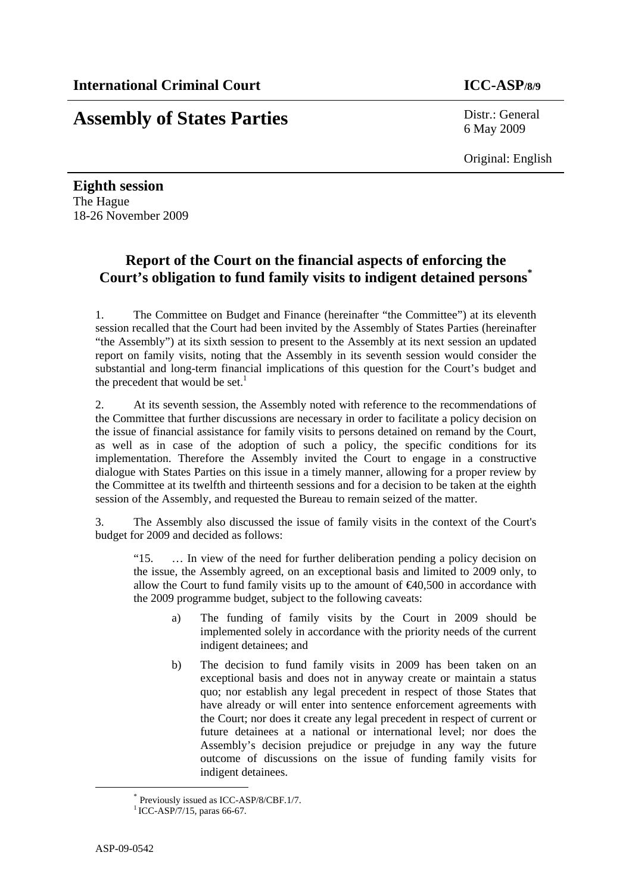**International Criminal Court** **ICC-ASP/8/9**

# Assembly of States Parties

Distr.: General
6 May 2009

Original: English

**Eighth session**
The Hague
18-26 November 2009

## Report of the Court on the financial aspects of enforcing the Court's obligation to fund family visits to indigent detained persons*

1. The Committee on Budget and Finance (hereinafter "the Committee") at its eleventh session recalled that the Court had been invited by the Assembly of States Parties (hereinafter "the Assembly") at its sixth session to present to the Assembly at its next session an updated report on family visits, noting that the Assembly in its seventh session would consider the substantial and long-term financial implications of this question for the Court's budget and the precedent that would be set.[1]

2. At its seventh session, the Assembly noted with reference to the recommendations of the Committee that further discussions are necessary in order to facilitate a policy decision on the issue of financial assistance for family visits to persons detained on remand by the Court, as well as in case of the adoption of such a policy, the specific conditions for its implementation. Therefore the Assembly invited the Court to engage in a constructive dialogue with States Parties on this issue in a timely manner, allowing for a proper review by the Committee at its twelfth and thirteenth sessions and for a decision to be taken at the eighth session of the Assembly, and requested the Bureau to remain seized of the matter.

3. The Assembly also discussed the issue of family visits in the context of the Court's budget for 2009 and decided as follows:

> "15. … In view of the need for further deliberation pending a policy decision on the issue, the Assembly agreed, on an exceptional basis and limited to 2009 only, to allow the Court to fund family visits up to the amount of €40,500 in accordance with the 2009 programme budget, subject to the following caveats:
>
> a) The funding of family visits by the Court in 2009 should be implemented solely in accordance with the priority needs of the current indigent detainees; and
>
> b) The decision to fund family visits in 2009 has been taken on an exceptional basis and does not in anyway create or maintain a status quo; nor establish any legal precedent in respect of those States that have already or will enter into sentence enforcement agreements with the Court; nor does it create any legal precedent in respect of current or future detainees at a national or international level; nor does the Assembly's decision prejudice or prejudge in any way the future outcome of discussions on the issue of funding family visits for indigent detainees.

\* Previously issued as ICC-ASP/8/CBF.1/7.

[1] ICC-ASP/7/15, paras 66-67.

ASP-09-0542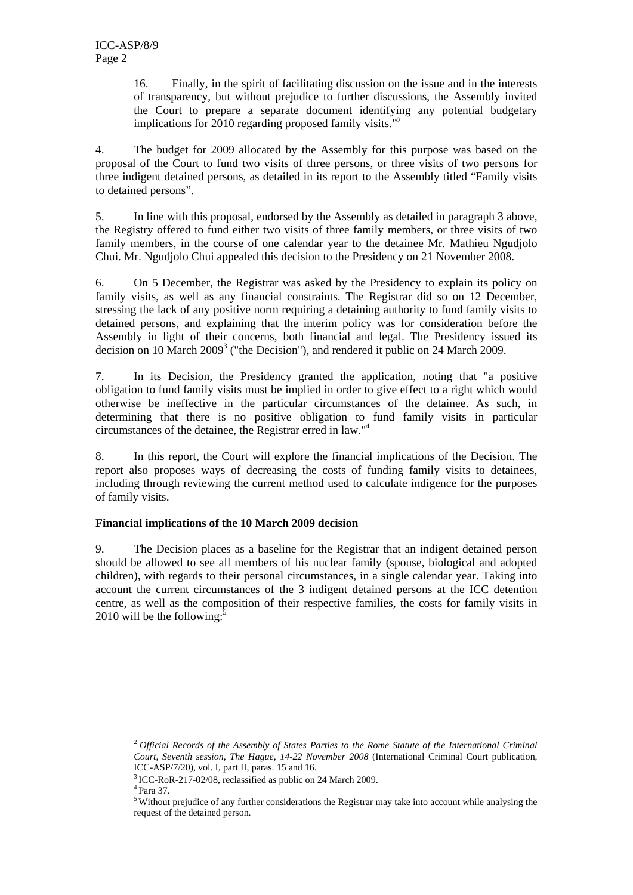16. Finally, in the spirit of facilitating discussion on the issue and in the interests of transparency, but without prejudice to further discussions, the Assembly invited the Court to prepare a separate document identifying any potential budgetary implications for 2010 regarding proposed family visits."[2]

4. The budget for 2009 allocated by the Assembly for this purpose was based on the proposal of the Court to fund two visits of three persons, or three visits of two persons for three indigent detained persons, as detailed in its report to the Assembly titled "Family visits to detained persons".

5. In line with this proposal, endorsed by the Assembly as detailed in paragraph 3 above, the Registry offered to fund either two visits of three family members, or three visits of two family members, in the course of one calendar year to the detainee Mr. Mathieu Ngudjolo Chui. Mr. Ngudjolo Chui appealed this decision to the Presidency on 21 November 2008.

6. On 5 December, the Registrar was asked by the Presidency to explain its policy on family visits, as well as any financial constraints. The Registrar did so on 12 December, stressing the lack of any positive norm requiring a detaining authority to fund family visits to detained persons, and explaining that the interim policy was for consideration before the Assembly in light of their concerns, both financial and legal. The Presidency issued its decision on 10 March 2009[3] ("the Decision"), and rendered it public on 24 March 2009.

7. In its Decision, the Presidency granted the application, noting that "a positive obligation to fund family visits must be implied in order to give effect to a right which would otherwise be ineffective in the particular circumstances of the detainee. As such, in determining that there is no positive obligation to fund family visits in particular circumstances of the detainee, the Registrar erred in law."[4]

8. In this report, the Court will explore the financial implications of the Decision. The report also proposes ways of decreasing the costs of funding family visits to detainees, including through reviewing the current method used to calculate indigence for the purposes of family visits.

**Financial implications of the 10 March 2009 decision**

9. The Decision places as a baseline for the Registrar that an indigent detained person should be allowed to see all members of his nuclear family (spouse, biological and adopted children), with regards to their personal circumstances, in a single calendar year. Taking into account the current circumstances of the 3 indigent detained persons at the ICC detention centre, as well as the composition of their respective families, the costs for family visits in 2010 will be the following:[5]

---

[2] *Official Records of the Assembly of States Parties to the Rome Statute of the International Criminal Court, Seventh session, The Hague, 14-22 November 2008* (International Criminal Court publication, ICC-ASP/7/20), vol. I, part II, paras. 15 and 16.

[3] ICC-RoR-217-02/08, reclassified as public on 24 March 2009.

[4] Para 37.

[5] Without prejudice of any further considerations the Registrar may take into account while analysing the request of the detained person.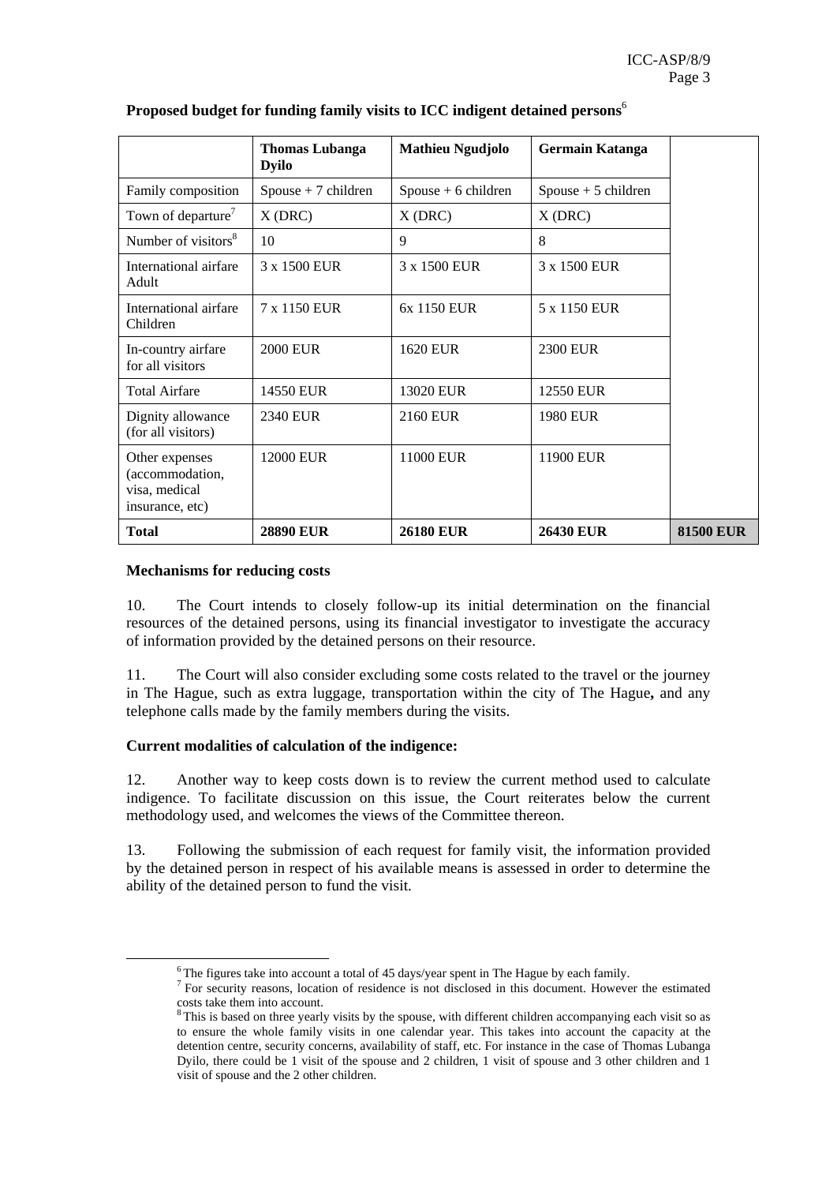**Proposed budget for funding family visits to ICC indigent detained persons**[6]

| | Thomas Lubanga Dyilo | Mathieu Ngudjolo | Germain Katanga | |
|---|---|---|---|---|
| Family composition | Spouse + 7 children | Spouse + 6 children | Spouse + 5 children | |
| Town of departure[7] | X (DRC) | X (DRC) | X (DRC) | |
| Number of visitors[8] | 10 | 9 | 8 | |
| International airfare Adult | 3 x 1500 EUR | 3 x 1500 EUR | 3 x 1500 EUR | |
| International airfare Children | 7 x 1150 EUR | 6x 1150 EUR | 5 x 1150 EUR | |
| In-country airfare for all visitors | 2000 EUR | 1620 EUR | 2300 EUR | |
| Total Airfare | 14550 EUR | 13020 EUR | 12550 EUR | |
| Dignity allowance (for all visitors) | 2340 EUR | 2160 EUR | 1980 EUR | |
| Other expenses (accommodation, visa, medical insurance, etc) | 12000 EUR | 11000 EUR | 11900 EUR | |
| **Total** | **28890 EUR** | **26180 EUR** | **26430 EUR** | **81500 EUR** |

**Mechanisms for reducing costs**

10. The Court intends to closely follow-up its initial determination on the financial resources of the detained persons, using its financial investigator to investigate the accuracy of information provided by the detained persons on their resource.

11. The Court will also consider excluding some costs related to the travel or the journey in The Hague, such as extra luggage, transportation within the city of The Hague**,** and any telephone calls made by the family members during the visits.

**Current modalities of calculation of the indigence:**

12. Another way to keep costs down is to review the current method used to calculate indigence. To facilitate discussion on this issue, the Court reiterates below the current methodology used, and welcomes the views of the Committee thereon.

13. Following the submission of each request for family visit, the information provided by the detained person in respect of his available means is assessed in order to determine the ability of the detained person to fund the visit.

---

[6] The figures take into account a total of 45 days/year spent in The Hague by each family.

[7] For security reasons, location of residence is not disclosed in this document. However the estimated costs take them into account.

[8] This is based on three yearly visits by the spouse, with different children accompanying each visit so as to ensure the whole family visits in one calendar year. This takes into account the capacity at the detention centre, security concerns, availability of staff, etc. For instance in the case of Thomas Lubanga Dyilo, there could be 1 visit of the spouse and 2 children, 1 visit of spouse and 3 other children and 1 visit of spouse and the 2 other children.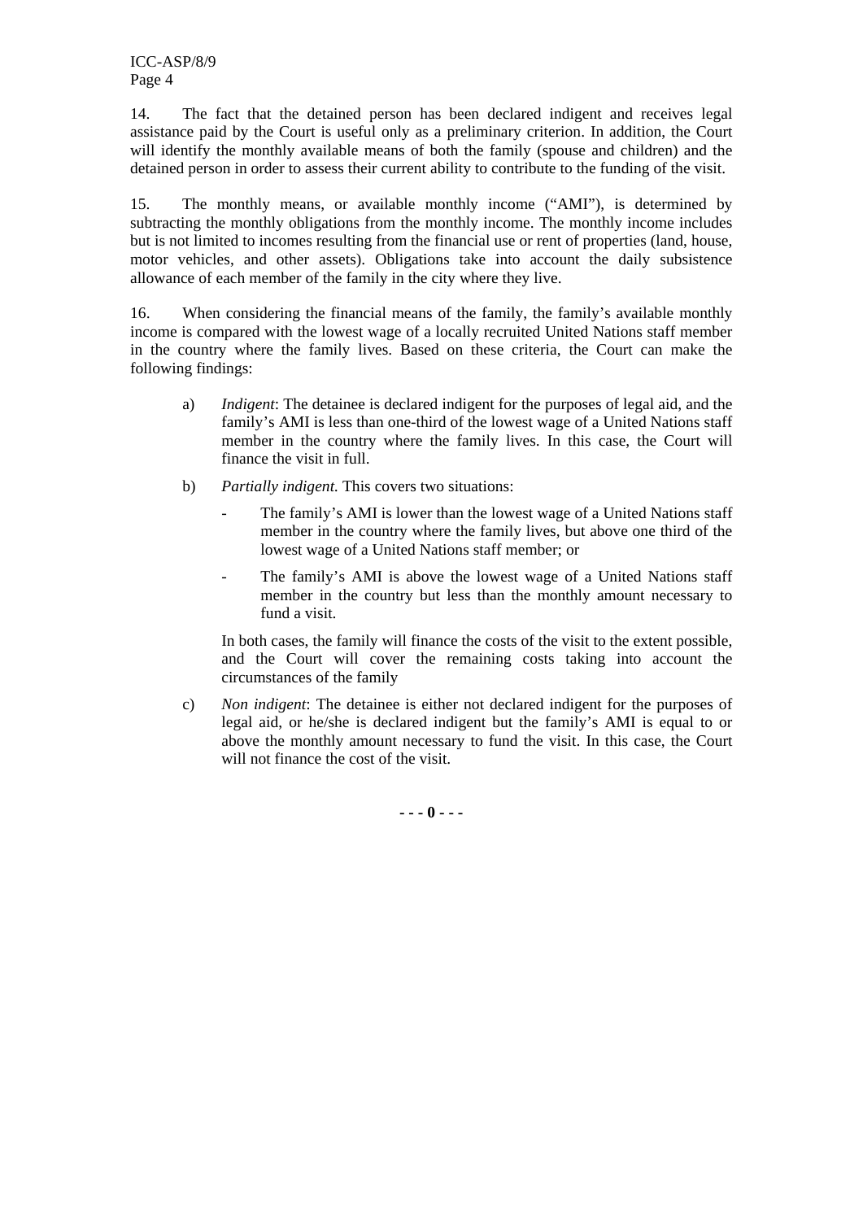14. The fact that the detained person has been declared indigent and receives legal assistance paid by the Court is useful only as a preliminary criterion. In addition, the Court will identify the monthly available means of both the family (spouse and children) and the detained person in order to assess their current ability to contribute to the funding of the visit.

15. The monthly means, or available monthly income ("AMI"), is determined by subtracting the monthly obligations from the monthly income. The monthly income includes but is not limited to incomes resulting from the financial use or rent of properties (land, house, motor vehicles, and other assets). Obligations take into account the daily subsistence allowance of each member of the family in the city where they live.

16. When considering the financial means of the family, the family's available monthly income is compared with the lowest wage of a locally recruited United Nations staff member in the country where the family lives. Based on these criteria, the Court can make the following findings:

a) *Indigent*: The detainee is declared indigent for the purposes of legal aid, and the family's AMI is less than one-third of the lowest wage of a United Nations staff member in the country where the family lives. In this case, the Court will finance the visit in full.

b) *Partially indigent.* This covers two situations:

- The family's AMI is lower than the lowest wage of a United Nations staff member in the country where the family lives, but above one third of the lowest wage of a United Nations staff member; or

- The family's AMI is above the lowest wage of a United Nations staff member in the country but less than the monthly amount necessary to fund a visit.

In both cases, the family will finance the costs of the visit to the extent possible, and the Court will cover the remaining costs taking into account the circumstances of the family

c) *Non indigent*: The detainee is either not declared indigent for the purposes of legal aid, or he/she is declared indigent but the family's AMI is equal to or above the monthly amount necessary to fund the visit. In this case, the Court will not finance the cost of the visit.

**- - - 0 - - -**